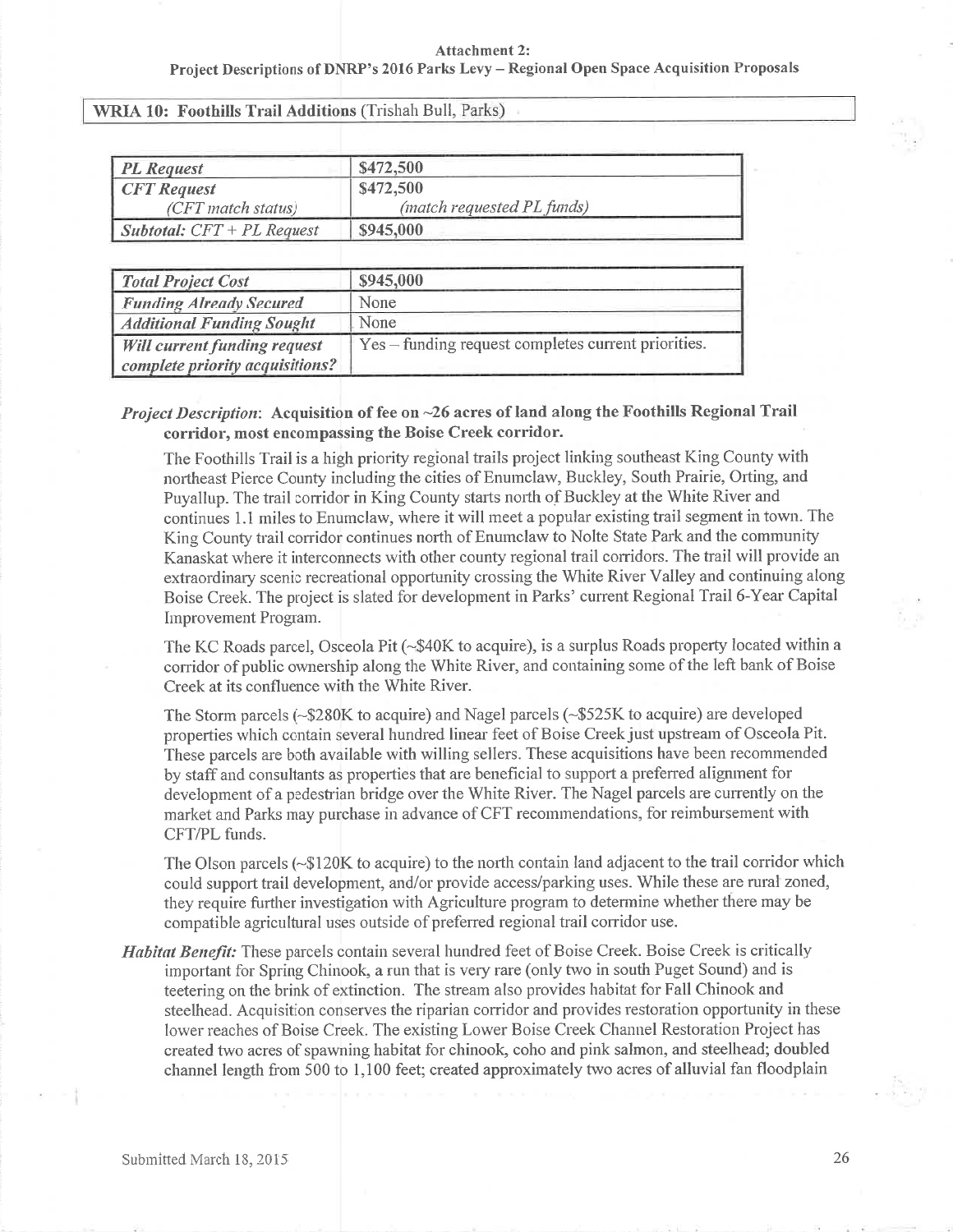**Attachment 2:**
**Project Descriptions of DNRP's 2016 Parks Levy – Regional Open Space Acquisition Proposals**

**WRIA 10: Foothills Trail Additions** (Trishah Bull, Parks)

| | |
|---|---|
| *PL Request* | $472,500 |
| *CFT Request* (*CFT match status*) | $472,500 (*match requested PL funds*) |
| *Subtotal: CFT + PL Request* | $945,000 |

| | |
|---|---|
| *Total Project Cost* | $945,000 |
| *Funding Already Secured* | None |
| *Additional Funding Sought* | None |
| *Will current funding request complete priority acquisitions?* | Yes – funding request completes current priorities. |

***Project Description*: Acquisition of fee on ~26 acres of land along the Foothills Regional Trail corridor, most encompassing the Boise Creek corridor.**

The Foothills Trail is a high priority regional trails project linking southeast King County with northeast Pierce County including the cities of Enumclaw, Buckley, South Prairie, Orting, and Puyallup. The trail corridor in King County starts north of Buckley at the White River and continues 1.1 miles to Enumclaw, where it will meet a popular existing trail segment in town. The King County trail corridor continues north of Enumclaw to Nolte State Park and the community Kanaskat where it interconnects with other county regional trail corridors. The trail will provide an extraordinary scenic recreational opportunity crossing the White River Valley and continuing along Boise Creek. The project is slated for development in Parks' current Regional Trail 6-Year Capital Improvement Program.

The KC Roads parcel, Osceola Pit (~$40K to acquire), is a surplus Roads property located within a corridor of public ownership along the White River, and containing some of the left bank of Boise Creek at its confluence with the White River.

The Storm parcels (~$280K to acquire) and Nagel parcels (~$525K to acquire) are developed properties which contain several hundred linear feet of Boise Creek just upstream of Osceola Pit. These parcels are both available with willing sellers. These acquisitions have been recommended by staff and consultants as properties that are beneficial to support a preferred alignment for development of a pedestrian bridge over the White River. The Nagel parcels are currently on the market and Parks may purchase in advance of CFT recommendations, for reimbursement with CFT/PL funds.

The Olson parcels (~$120K to acquire) to the north contain land adjacent to the trail corridor which could support trail development, and/or provide access/parking uses. While these are rural zoned, they require further investigation with Agriculture program to determine whether there may be compatible agricultural uses outside of preferred regional trail corridor use.

***Habitat Benefit:*** These parcels contain several hundred feet of Boise Creek. Boise Creek is critically important for Spring Chinook, a run that is very rare (only two in south Puget Sound) and is teetering on the brink of extinction. The stream also provides habitat for Fall Chinook and steelhead. Acquisition conserves the riparian corridor and provides restoration opportunity in these lower reaches of Boise Creek. The existing Lower Boise Creek Channel Restoration Project has created two acres of spawning habitat for chinook, coho and pink salmon, and steelhead; doubled channel length from 500 to 1,100 feet; created approximately two acres of alluvial fan floodplain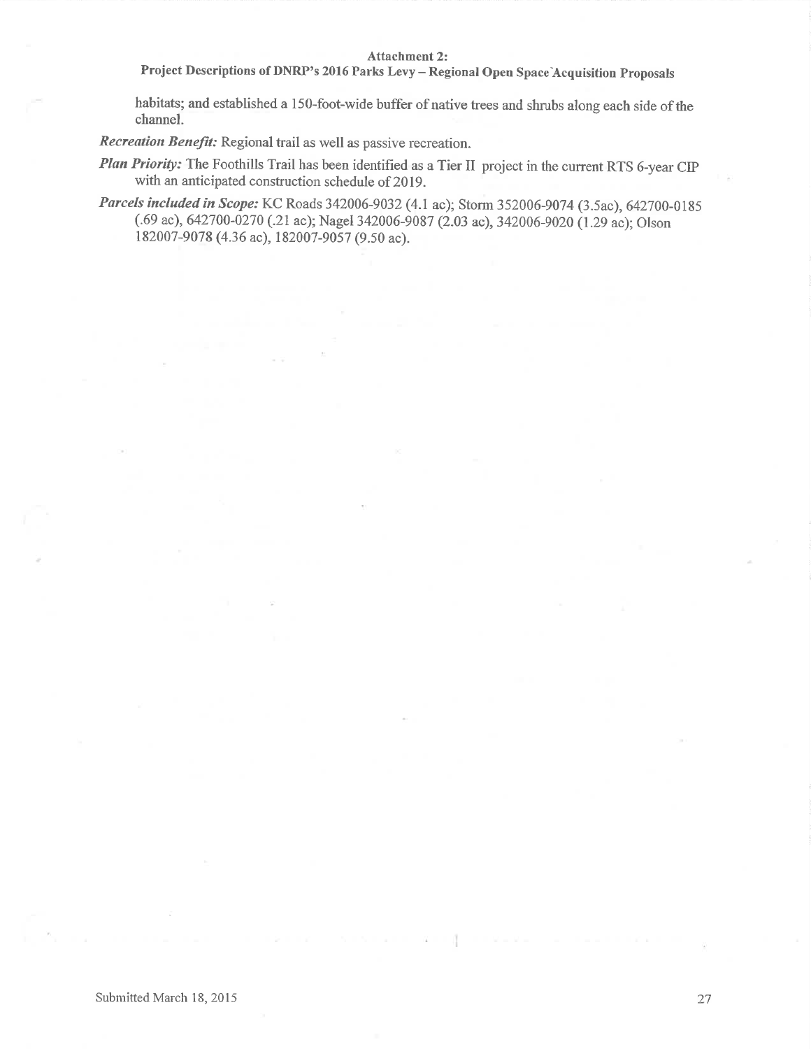habitats; and established a 150-foot-wide buffer of native trees and shrubs along each side of the channel.

***Recreation Benefit:*** Regional trail as well as passive recreation.

***Plan Priority:*** The Foothills Trail has been identified as a Tier II project in the current RTS 6-year CIP with an anticipated construction schedule of 2019.

***Parcels included in Scope:*** KC Roads 342006-9032 (4.1 ac); Storm 352006-9074 (3.5ac), 642700-0185 (.69 ac), 642700-0270 (.21 ac); Nagel 342006-9087 (2.03 ac), 342006-9020 (1.29 ac); Olson 182007-9078 (4.36 ac), 182007-9057 (9.50 ac).